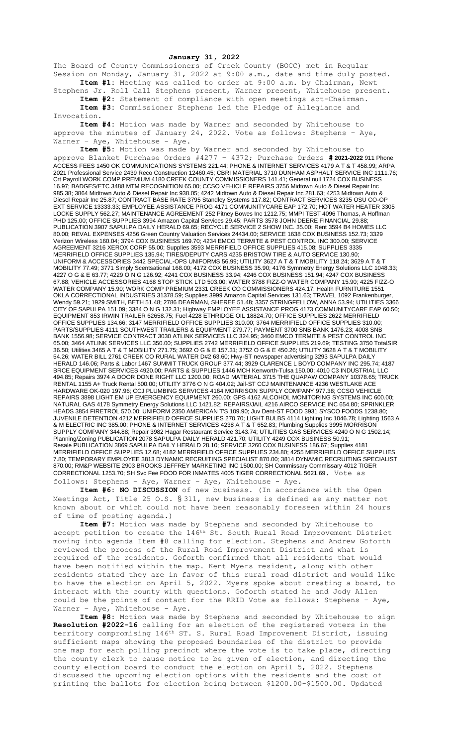**January 31, 2022**

The Board of County Commissioners of Creek County (BOCC) met in Regular Session on Monday, January 31, 2022 at 9:00 a.m., date and time duly posted.

**Item #1:** Meeting was called to order at 9:00 a.m. by Chairman, Newt Stephens Jr. Roll Call Stephens present, Warner present, Whitehouse present.

**Item #2:** Statement of compliance with open meetings act-Chairman.

**Item #3:** Commissioner Stephens led the Pledge of Allegiance and Invocation.

**Item #4:** Motion was made by Warner and seconded by Whitehouse to approve the minutes of January 24, 2022. Vote as follows: Stephens – Aye, Warner – Aye, Whitehouse - Aye.

**Item #5:** Motion was made by Warner and seconded by Whitehouse to approve Blanket Purchase Orders #4277 – 4372; Purchase Orders **# 2021-2022** 911 Phone ACCESS FEES 1450 OK COMMUNICATIONS SYSTEMS 221.44; PHONE & INTERNET SERVICES 4179 A T & T 458.99; ARPA 2021 Professional Service 2439 Reco Construction 12460.45; CBRI MATERIAL 3710 DUNHAM ASPHALT SERVICE INC 1111.76; Crt Payroll WORK COMP PREMIUM 4180 CREEK COUNTY COMMISSIONERS 141.41; General null 1724 COX BUSINESS 16.97; BADGES/ETC 3488 MTM RECOGNITION 65.00; CCSO VEHICLE REPAIRS 3756 Midtown Auto & Diesel Repair Inc 985.38; 3864 Midtown Auto & Diesel Repair Inc 938.05; 4242 Midtown Auto & Diesel Repair Inc 281.63; 4253 Midtown Auto & Diesel Repair Inc 25.87; CONTRACT BASE RATE 3795 Standley Systems 117.82; CONTRACT SERVICES 3235 OSU CO-OP EXT SERVICE 13333.33; EMPLOYEE ASSISTANCE PROG 4171 COMMUNITYCARE EAP 172.70; HOT WATER HEATER 3305 LOCKE SUPPLY 562.27; MAINTENANCE AGREEMENT 252 Pitney Bowes Inc 1212.75; MMPI TEST 4096 Thomas, A Hoffman PHD 125.00; OFFICE SUPPLIES 3994 Amazon Capital Services 29.45; PARTS 3578 JOHN DEERE FINANCIAL 29.88; PUBLICATION 3907 SAPULPA DAILY HERALD 69.65; RECYCLE SERVICE 2 SHOW INC. 35.00; Rent 3594 B4 HOMES LLC 80.00; REVAL EXPENSES 4256 Green Country Valuation Services 24434.00; SERVICE 1638 COX BUSINESS 152.73; 3329 Verizon Wireless 160.04; 3794 COX BUSINESS 169.70; 4234 EMCO TERMITE & PEST CONTROL INC 300.00; SERVICE AGREEMENT 3216 XEROX CORP 55.00; Supplies 3593 MERRIFIELD OFFICE SUPPLIES 415.08; SUPPLIES 3335 MERRIFIELD OFFICE SUPPLIES 135.94; TIRES/DEPUTY CARS 4235 BRISTOW TIRE & AUTO SERVICE 130.90; UNIFORM & ACCESSORIES 3442 SPECIAL-OPS UNIFORMS 56.99; UTILITY 3627 A T & T MOBILITY 118.24; 3629 A T & T MOBILITY 77.49; 3771 Simply Scentsational 168.00; 4172 COX BUSINESS 35.90; 4176 Symmetry Energy Solutions LLC 1048.33; 4227 O G & E 63.77; 4229 O N G 126.92; 4241 COX BUSINESS 33.94; 4246 COX BUSINESS 151.94; 4247 COX BUSINESS 67.88; VEHICLE ACCESSORIES 4168 STOP STICK LTD 503.00; WATER 3788 FIZZ-O WATER COMPANY 15.90; 4225 FIZZ-O WATER COMPANY 15.90; WORK COMP PREMIUM 2331 CREEK CO COMMISSIONERS 424.17; Health FURNITURE 1551 OKLA CORRECTIONAL INDUSTRIES 31378.59; Supplies 3999 Amazon Capital Services 131.63; TRAVEL 1092 Frankenburger, Wendy 59.21; 1929 SMITH, BETH 51.48; 2786 DEARMAN, SHEREE 51.48; 3357 STRINGFELLOW, ANNA 53.94; UTILITIES 3366 CITY OF SAPULPA 151.09; 3384 O N G 132.31; Highway EMPLOYEE ASSISTANCE PROG 4173 COMMUNITYCARE EAP 60.50; EQUIPMENT 853 IRWIN TRAILER 62658.75; Fuel 4228 ETHRIDGE OIL 18824.70; OFFICE SUPPLIES 2622 MERRIFIELD OFFICE SUPPLIES 134.66; 3147 MERRIFIELD OFFICE SUPPLIES 310.00; 3764 MERRIFIELD OFFICE SUPPLIES 310.00; PARTS/SUPPLIES 4111 SOUTHWEST TRAILERS & EQUIPMENT 279.77; PAYMENT 3700 SNB BANK 1476.23; 4008 SNB BANK 1556.98; SERVICE CONTRACT 3030 ATLINK SERVICES LLC 324.95; 3460 EMCO TERMITE & PEST CONTROL INC 65.00; 3464 ATLINK SERVICES LLC 350.00; SUPPLIES 2742 MERRIFIELD OFFICE SUPPLIES 219.69; TESTING 3750 TotalSIR 36.50; Utilities 3465 A T & T MOBILITY 271.75; 3692 O G & E 157.31; 3752 O G & E 450.26; UTILITY 3628 A T & T MOBILITY 54.26; WATER BILL 2761 CREEK CO RURAL WATER D#2 63.60; Hwy-ST newspaper advertising 3293 SAPULPA DAILY HERALD 146.06; Parts & Labor 1467 SUMMIT TRUCK GROUP 377.44; 3929 CLARENCE L BOYD COMPANY INC 295.74; 4187 BRCE EQUIPMENT SERVICES 4920.00; PARTS & SUPPLIES 1446 MCH Kenworth-Tulsa 150.00; 4010 C3 INDUSTRIAL LLC 494.85; Repairs 3974 A DOOR DONE RIGHT LLC 1200.00; ROAD MATERIAL 3715 THE QUAPAW COMPANY 10378.65; TRUCK RENTAL 1155 A+ Truck Rental 500.00; UTILITY 3776 O N G 404.02; Jail-ST CCJ MAINTENANCE 4236 WESTLAKE ACE HARDWARE OK-020 197.96; CCJ PLUMBING SERVICES 4164 MORRISON SUPPLY COMPANY 977.38; CCSO VEHICLE REPAIRS 3898 LIGHT EM UP EMERGENCY EQUIPMENT 260.00; GPS 4162 ALCOHOL MONITORING SYSTEMS INC 600.00; NATURAL GAS 4178 Symmetry Energy Solutions LLC 1421.82; REPAIRS/JAIL 4216 AIRCO SERVICE INC 654.80; SPRINKLER HEADS 3854 FIRETROL 570.00; UNIFORM 2350 AMERICAN T'S 109.90; Juv Dent-ST FOOD 3931 SYSCO FOODS 1238.80; JUVENILE DETENTION 4212 MERRIFIELD OFFICE SUPPLIES 270.70; LIGHT BULBS 4114 Lighting Inc 1046.78; Lighting 1563 A & M ELECTRIC INC 385.00; PHONE & INTERNET SERVICES 4238 A T & T 652.83; Plumbing Supplies 3995 MORRISON SUPPLY COMPANY 344.88; Repair 3982 Hagar Restaurant Service 3143.74; UTILITIES GAS SERVICES 4240 O N G 1502.14; Planning/Zoning PUBLICATION 2078 SAPULPA DAILY HERALD 421.70; UTILITY 4249 COX BUSINESS 50.91; Resale PUBLICATION 3869 SAPULPA DAILY HERALD 28.10; SERVICE 3260 COX BUSINESS 186.67; Supplies 4181 MERRIFIELD OFFICE SUPPLIES 12.68; 4182 MERRIFIELD OFFICE SUPPLIES 234.80; 4255 MERRIFIELD OFFICE SUPPLIES 7.80; TEMPORARY EMPLOYEE 3813 DYNAMIC RECRUITING SPECIALIST 870.00; 3814 DYNAMIC RECRUITING SPECIALIST 870.00; RM&P WEBSITE 2903 BROOKS JEFFREY MARKETING INC 1500.00; SH Commissary Commissary 4012 TIGER CORRECTIONAL 1253.70; SH Svc Fee FOOD FOR INMATES 4005 TIGER CORRECTIONAL 5621.69. Vote as follows: Stephens – Aye, Warner – Aye, Whitehouse - Aye.

**Item #6: NO DISCUSSION** of new business. (In accordance with the Open Meetings Act, Title 25 O.S. § 311, new business is defined as any matter not known about or which could not have been reasonably foreseen within 24 hours of time of posting agenda.)

**Item #7:** Motion was made by Stephens and seconded by Whitehouse to accept petition to create the 146th St. South Rural Road Improvement District moving into agenda Item #8 calling for election. Stephens and Andrew Goforth reviewed the process of the Rural Road Improvement District and what is required of the residents. Goforth confirmed that all residents that would have been notified within the map. Kent Myers resident, along with other residents stated they are in favor of this rural road district and would like to have the election on April 5, 2022. Myers spoke about creating a board, to interact with the county with questions. Goforth stated he and Jody Allen could be the points of contact for the RRID Vote as follows: Stephens – Aye, Warner – Aye, Whitehouse - Aye.

**Item #8:** Motion was made by Stephens and seconded by Whitehouse to sign **Resolution #2022-16** calling for an election of the registered voters in the territory compromising 146th ST. S. Rural Road Improvement District, issuing sufficient maps showing the proposed boundaries of the district to provide one map for each polling precinct where the vote is to take place, directing the county clerk to cause notice to be given of election, and directing the county election board to conduct the election on April 5, 2022. Stephens discussed the upcoming election options with the residents and the cost of printing the ballots for election being between $1200.00-$1500.00. Updated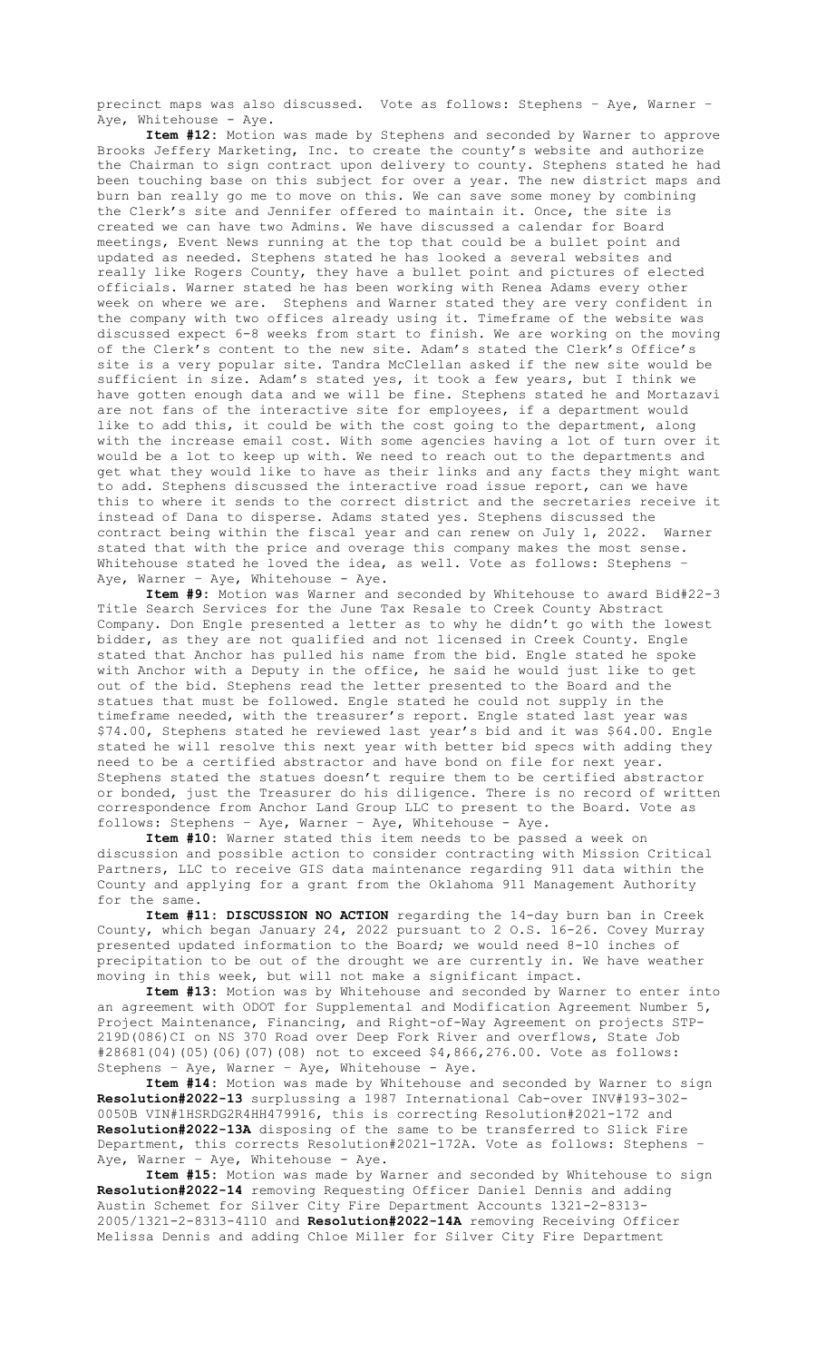precinct maps was also discussed. Vote as follows: Stephens – Aye, Warner – Aye, Whitehouse - Aye.

**Item #12:** Motion was made by Stephens and seconded by Warner to approve Brooks Jeffery Marketing, Inc. to create the county's website and authorize the Chairman to sign contract upon delivery to county. Stephens stated he had been touching base on this subject for over a year. The new district maps and burn ban really go me to move on this. We can save some money by combining the Clerk's site and Jennifer offered to maintain it. Once, the site is created we can have two Admins. We have discussed a calendar for Board meetings, Event News running at the top that could be a bullet point and updated as needed. Stephens stated he has looked a several websites and really like Rogers County, they have a bullet point and pictures of elected officials. Warner stated he has been working with Renea Adams every other week on where we are. Stephens and Warner stated they are very confident in the company with two offices already using it. Timeframe of the website was discussed expect 6-8 weeks from start to finish. We are working on the moving of the Clerk's content to the new site. Adam's stated the Clerk's Office's site is a very popular site. Tandra McClellan asked if the new site would be sufficient in size. Adam's stated yes, it took a few years, but I think we have gotten enough data and we will be fine. Stephens stated he and Mortazavi are not fans of the interactive site for employees, if a department would like to add this, it could be with the cost going to the department, along with the increase email cost. With some agencies having a lot of turn over it would be a lot to keep up with. We need to reach out to the departments and get what they would like to have as their links and any facts they might want to add. Stephens discussed the interactive road issue report, can we have this to where it sends to the correct district and the secretaries receive it instead of Dana to disperse. Adams stated yes. Stephens discussed the contract being within the fiscal year and can renew on July 1, 2022. Warner stated that with the price and overage this company makes the most sense. Whitehouse stated he loved the idea, as well. Vote as follows: Stephens – Aye, Warner – Aye, Whitehouse - Aye.

**Item #9:** Motion was Warner and seconded by Whitehouse to award Bid#22-3 Title Search Services for the June Tax Resale to Creek County Abstract Company. Don Engle presented a letter as to why he didn't go with the lowest bidder, as they are not qualified and not licensed in Creek County. Engle stated that Anchor has pulled his name from the bid. Engle stated he spoke with Anchor with a Deputy in the office, he said he would just like to get out of the bid. Stephens read the letter presented to the Board and the statues that must be followed. Engle stated he could not supply in the timeframe needed, with the treasurer's report. Engle stated last year was $74.00, Stephens stated he reviewed last year's bid and it was $64.00. Engle stated he will resolve this next year with better bid specs with adding they need to be a certified abstractor and have bond on file for next year. Stephens stated the statues doesn't require them to be certified abstractor or bonded, just the Treasurer do his diligence. There is no record of written correspondence from Anchor Land Group LLC to present to the Board. Vote as follows: Stephens – Aye, Warner – Aye, Whitehouse - Aye.

**Item #10:** Warner stated this item needs to be passed a week on discussion and possible action to consider contracting with Mission Critical Partners, LLC to receive GIS data maintenance regarding 911 data within the County and applying for a grant from the Oklahoma 911 Management Authority for the same.

**Item #11: DISCUSSION NO ACTION** regarding the 14-day burn ban in Creek County, which began January 24, 2022 pursuant to 2 O.S. 16-26. Covey Murray presented updated information to the Board; we would need 8-10 inches of precipitation to be out of the drought we are currently in. We have weather moving in this week, but will not make a significant impact.

**Item #13:** Motion was by Whitehouse and seconded by Warner to enter into an agreement with ODOT for Supplemental and Modification Agreement Number 5, Project Maintenance, Financing, and Right-of-Way Agreement on projects STP-219D(086)CI on NS 370 Road over Deep Fork River and overflows, State Job #28681(04)(05)(06)(07)(08) not to exceed $4,866,276.00. Vote as follows: Stephens – Aye, Warner – Aye, Whitehouse - Aye.

**Item #14:** Motion was made by Whitehouse and seconded by Warner to sign **Resolution#2022-13** surplussing a 1987 International Cab-over INV#193-302-0050B VIN#1HSRDG2R4HH479916, this is correcting Resolution#2021-172 and **Resolution#2022-13A** disposing of the same to be transferred to Slick Fire Department, this corrects Resolution#2021-172A. Vote as follows: Stephens – Aye, Warner – Aye, Whitehouse - Aye.

**Item #15:** Motion was made by Warner and seconded by Whitehouse to sign **Resolution#2022-14** removing Requesting Officer Daniel Dennis and adding Austin Schemet for Silver City Fire Department Accounts 1321-2-8313-2005/1321-2-8313-4110 and **Resolution#2022-14A** removing Receiving Officer Melissa Dennis and adding Chloe Miller for Silver City Fire Department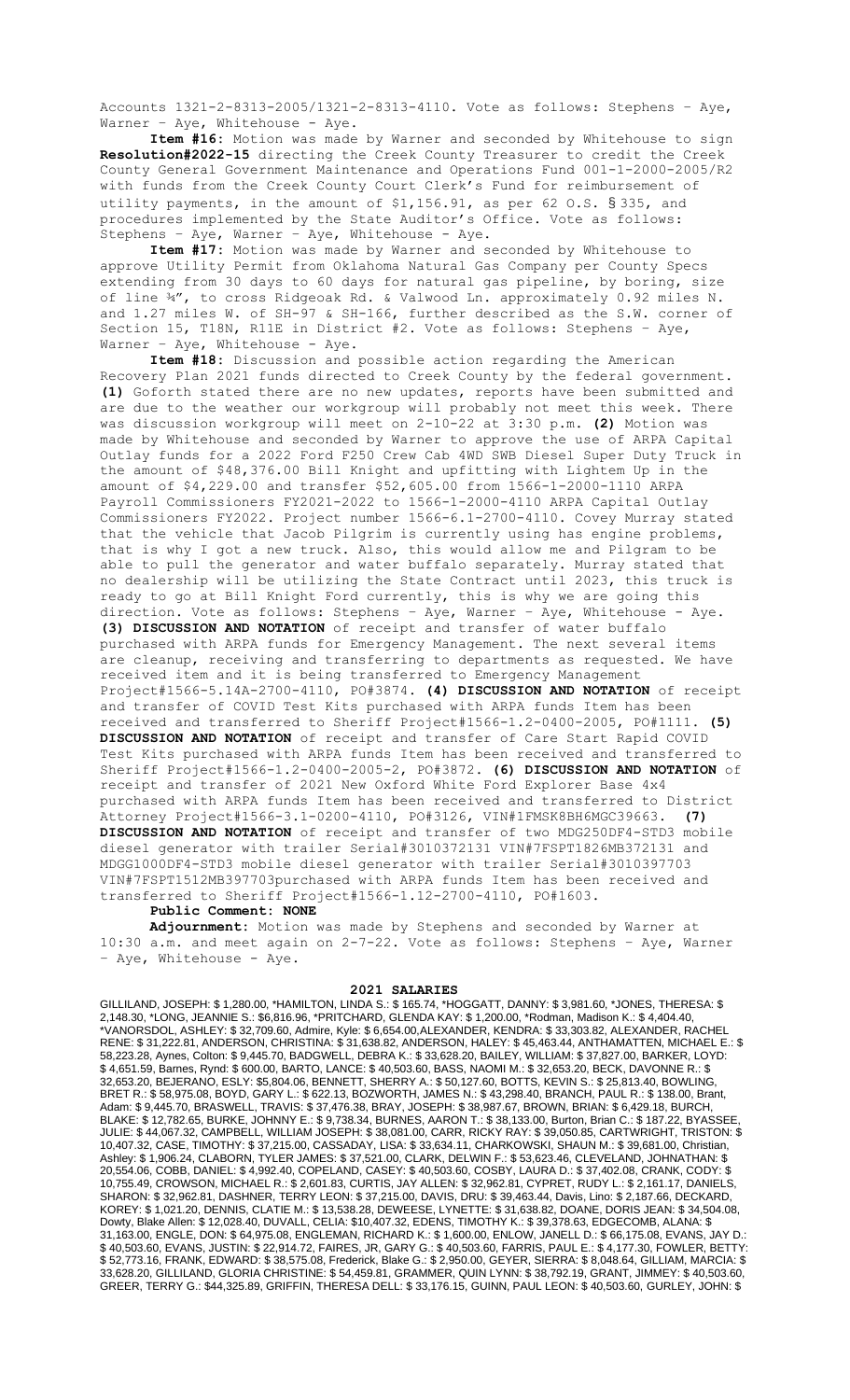Accounts 1321-2-8313-2005/1321-2-8313-4110. Vote as follows: Stephens – Aye, Warner – Aye, Whitehouse - Aye.

**Item #16:** Motion was made by Warner and seconded by Whitehouse to sign **Resolution#2022-15** directing the Creek County Treasurer to credit the Creek County General Government Maintenance and Operations Fund 001-1-2000-2005/R2 with funds from the Creek County Court Clerk's Fund for reimbursement of utility payments, in the amount of $1,156.91, as per 62 O.S. § 335, and procedures implemented by the State Auditor's Office. Vote as follows: Stephens – Aye, Warner – Aye, Whitehouse - Aye.

**Item #17:** Motion was made by Warner and seconded by Whitehouse to approve Utility Permit from Oklahoma Natural Gas Company per County Specs extending from 30 days to 60 days for natural gas pipeline, by boring, size of line ¾", to cross Ridgeoak Rd. & Valwood Ln. approximately 0.92 miles N. and 1.27 miles W. of SH-97 & SH-166, further described as the S.W. corner of Section 15, T18N, R11E in District #2. Vote as follows: Stephens – Aye, Warner – Aye, Whitehouse - Aye.

**Item #18:** Discussion and possible action regarding the American Recovery Plan 2021 funds directed to Creek County by the federal government. **(1)** Goforth stated there are no new updates, reports have been submitted and are due to the weather our workgroup will probably not meet this week. There was discussion workgroup will meet on 2-10-22 at 3:30 p.m. **(2)** Motion was made by Whitehouse and seconded by Warner to approve the use of ARPA Capital Outlay funds for a 2022 Ford F250 Crew Cab 4WD SWB Diesel Super Duty Truck in the amount of $48,376.00 Bill Knight and upfitting with Lightem Up in the amount of $4,229.00 and transfer $52,605.00 from 1566-1-2000-1110 ARPA Payroll Commissioners FY2021-2022 to 1566-1-2000-4110 ARPA Capital Outlay Commissioners FY2022. Project number 1566-6.1-2700-4110. Covey Murray stated that the vehicle that Jacob Pilgrim is currently using has engine problems, that is why I got a new truck. Also, this would allow me and Pilgram to be able to pull the generator and water buffalo separately. Murray stated that no dealership will be utilizing the State Contract until 2023, this truck is ready to go at Bill Knight Ford currently, this is why we are going this direction. Vote as follows: Stephens – Aye, Warner – Aye, Whitehouse - Aye. **(3) DISCUSSION AND NOTATION** of receipt and transfer of water buffalo purchased with ARPA funds for Emergency Management. The next several items are cleanup, receiving and transferring to departments as requested. We have received item and it is being transferred to Emergency Management Project#1566-5.14A-2700-4110, PO#3874. **(4) DISCUSSION AND NOTATION** of receipt and transfer of COVID Test Kits purchased with ARPA funds Item has been received and transferred to Sheriff Project#1566-1.2-0400-2005, PO#1111. **(5) DISCUSSION AND NOTATION** of receipt and transfer of Care Start Rapid COVID Test Kits purchased with ARPA funds Item has been received and transferred to Sheriff Project#1566-1.2-0400-2005-2, PO#3872. **(6) DISCUSSION AND NOTATION** of receipt and transfer of 2021 New Oxford White Ford Explorer Base 4x4 purchased with ARPA funds Item has been received and transferred to District Attorney Project#1566-3.1-0200-4110, PO#3126, VIN#1FMSK8BH6MGC39663. **(7) DISCUSSION AND NOTATION** of receipt and transfer of two MDG250DF4-STD3 mobile diesel generator with trailer Serial#3010372131 VIN#7FSPT1826MB372131 and MDGG1000DF4-STD3 mobile diesel generator with trailer Serial#3010397703 VIN#7FSPT1512MB397703purchased with ARPA funds Item has been received and transferred to Sheriff Project#1566-1.12-2700-4110, PO#1603.

**Public Comment: NONE**

**Adjournment:** Motion was made by Stephens and seconded by Warner at 10:30 a.m. and meet again on 2-7-22. Vote as follows: Stephens – Aye, Warner – Aye, Whitehouse - Aye.

## 2021 SALARIES

GILLILAND, JOSEPH: $ 1,280.00, *HAMILTON, LINDA S.: $ 165.74, *HOGGATT, DANNY: $ 3,981.60, *JONES, THERESA: $ 2,148.30, *LONG, JEANNIE S.: $6,816.96, *PRITCHARD, GLENDA KAY: $ 1,200.00, *Rodman, Madison K.: $ 4,404.40, *VANORSDOL, ASHLEY: $ 32,709.60, Admire, Kyle: $ 6,654.00,ALEXANDER, KENDRA: $ 33,303.82, ALEXANDER, RACHEL RENE: $ 31,222.81, ANDERSON, CHRISTINA: $ 31,638.82, ANDERSON, HALEY: $ 45,463.44, ANTHAMATTEN, MICHAEL E.: $ 58,223.28, Aynes, Colton: $ 9,445.70, BADGWELL, DEBRA K.: $ 33,628.20, BAILEY, WILLIAM: $ 37,827.00, BARKER, LOYD: $ 4,651.59, Barnes, Rynd: $ 600.00, BARTO, LANCE: $ 40,503.60, BASS, NAOMI M.: $ 32,653.20, BECK, DAVONNE R.: $ 32,653.20, BEJERANO, ESLY: $5,804.06, BENNETT, SHERRY A.: $ 50,127.60, BOTTS, KEVIN S.: $ 25,813.40, BOWLING, BRET R.: $ 58,975.08, BOYD, GARY L.: $ 622.13, BOZWORTH, JAMES N.: $ 43,298.40, BRANCH, PAUL R.: $ 138.00, Brant, Adam: $ 9,445.70, BRASWELL, TRAVIS: $ 37,476.38, BRAY, JOSEPH: $ 38,987.67, BROWN, BRIAN: $ 6,429.18, BURCH, BLAKE: $ 12,782.65, BURKE, JOHNNY E.: $ 9,738.34, BURNES, AARON T.: $ 38,133.00, Burton, Brian C.: $ 187.22, BYASSEE, JULIE: $ 44,067.32, CAMPBELL, WILLIAM JOSEPH: $ 38,081.00, CARR, RICKY RAY: $ 39,050.85, CARTWRIGHT, TRISTON: $ 10,407.32, CASE, TIMOTHY: $ 37,215.00, CASSADAY, LISA: $ 33,634.11, CHARKOWSKI, SHAUN M.: $ 39,681.00, Christian, Ashley: $ 1,906.24, CLABORN, TYLER JAMES: $ 37,521.00, CLARK, DELWIN F.: $ 53,623.46, CLEVELAND, JOHNATHAN: $ 20,554.06, COBB, DANIEL: $ 4,992.40, COPELAND, CASEY: $ 40,503.60, COSBY, LAURA D.: $ 37,402.08, CRANK, CODY: $ 10,755.49, CROWSON, MICHAEL R.: $ 2,601.83, CURTIS, JAY ALLEN: $ 32,962.81, CYPRET, RUDY L.: $ 2,161.17, DANIELS, SHARON: $ 32,962.81, DASHNER, TERRY LEON: $ 37,215.00, DAVIS, DRU: $ 39,463.44, Davis, Lino: $ 2,187.66, DECKARD, KOREY: $ 1,021.20, DENNIS, CLATIE M.: $ 13,538.28, DEWEESE, LYNETTE: $ 31,638.82, DOANE, DORIS JEAN: $ 34,504.08, Dowty, Blake Allen: $ 12,028.40, DUVALL, CELIA: $10,407.32, EDENS, TIMOTHY K.: $ 39,378.63, EDGECOMB, ALANA: $ 31,163.00, ENGLE, DON: $ 64,975.08, ENGLEMAN, RICHARD K.: $ 1,600.00, ENLOW, JANELL D.: $ 66,175.08, EVANS, JAY D.: $ 40,503.60, EVANS, JUSTIN: $ 22,914.72, FAIRES, JR, GARY G.: $ 40,503.60, FARRIS, PAUL E.: $ 4,177.30, FOWLER, BETTY: $ 52,773.16, FRANK, EDWARD: $ 38,575.08, Frederick, Blake G.: $ 2,950.00, GEYER, SIERRA: $ 8,048.64, GILLIAM, MARCIA: $ 33,628.20, GILLILAND, GLORIA CHRISTINE: $ 54,459.81, GRAMMER, QUIN LYNN: $ 38,792.19, GRANT, JIMMEY: $ 40,503.60, GREER, TERRY G.: $44,325.89, GRIFFIN, THERESA DELL: $ 33,176.15, GUINN, PAUL LEON: $ 40,503.60, GURLEY, JOHN: $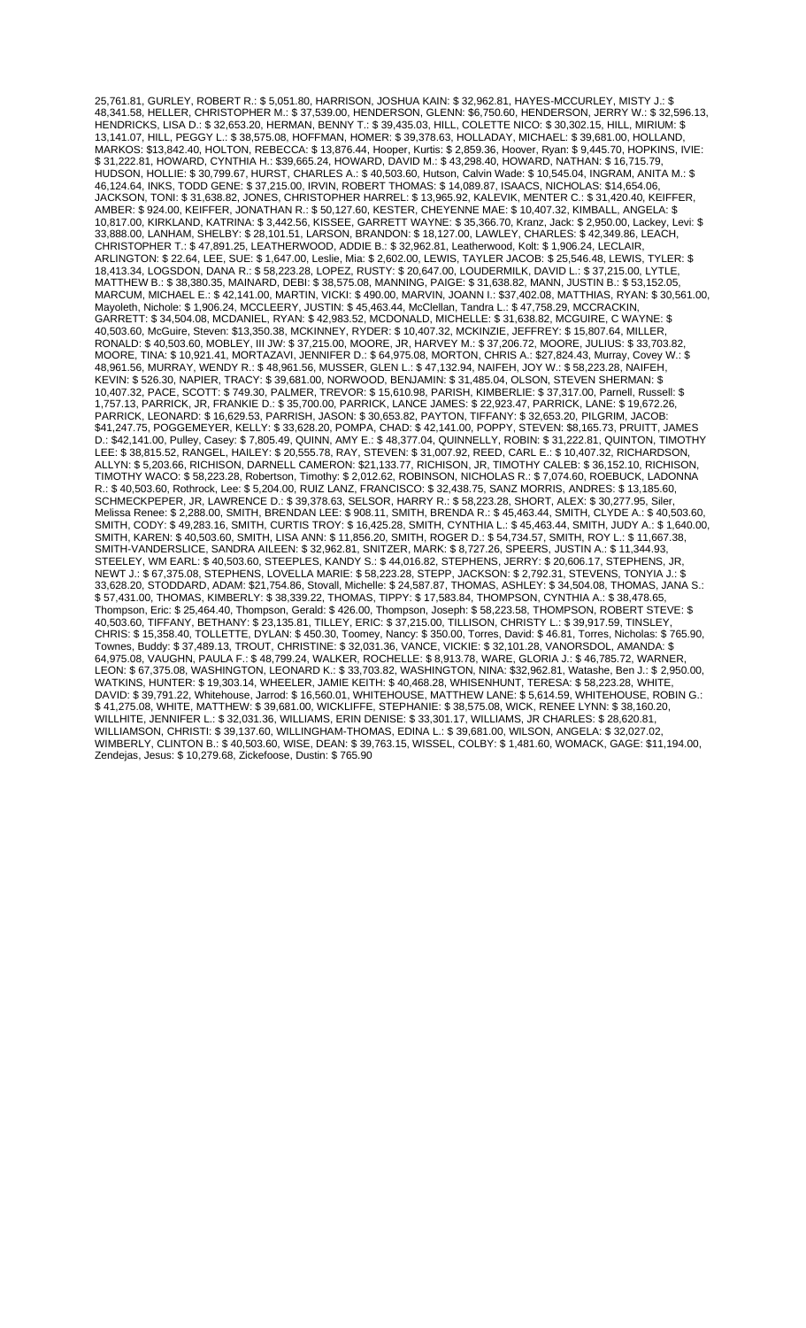25,761.81, GURLEY, ROBERT R.: $ 5,051.80, HARRISON, JOSHUA KAIN: $ 32,962.81, HAYES-MCCURLEY, MISTY J.: $ 48,341.58, HELLER, CHRISTOPHER M.: $ 37,539.00, HENDERSON, GLENN: $6,750.60, HENDERSON, JERRY W.: $ 32,596.13, HENDRICKS, LISA D.: $ 32,653.20, HERMAN, BENNY T.: $ 39,435.03, HILL, COLETTE NICO: $ 30,302.15, HILL, MIRIUM: $ 13,141.07, HILL, PEGGY L.: $ 38,575.08, HOFFMAN, HOMER: $ 39,378.63, HOLLADAY, MICHAEL: $ 39,681.00, HOLLAND, MARKOS: $13,842.40, HOLTON, REBECCA: $ 13,876.44, Hooper, Kurtis: $ 2,859.36, Hoover, Ryan: $ 9,445.70, HOPKINS, IVIE: $ 31,222.81, HOWARD, CYNTHIA H.: $39,665.24, HOWARD, DAVID M.: $ 43,298.40, HOWARD, NATHAN: $ 16,715.79, HUDSON, HOLLIE: $ 30,799.67, HURST, CHARLES A.: $ 40,503.60, Hutson, Calvin Wade: $ 10,545.04, INGRAM, ANITA M.: $ 46,124.64, INKS, TODD GENE: $ 37,215.00, IRVIN, ROBERT THOMAS: $ 14,089.87, ISAACS, NICHOLAS: $14,654.06, JACKSON, TONI: $ 31,638.82, JONES, CHRISTOPHER HARREL: $ 13,965.92, KALEVIK, MENTER C.: $ 31,420.40, KEIFFER, AMBER: $ 924.00, KEIFFER, JONATHAN R.: $ 50,127.60, KESTER, CHEYENNE MAE: $ 10,407.32, KIMBALL, ANGELA: $ 10,817.00, KIRKLAND, KATRINA: $ 3,442.56, KISSEE, GARRETT WAYNE: $ 35,366.70, Kranz, Jack: $ 2,950.00, Lackey, Levi: $ 33,888.00, LANHAM, SHELBY: $ 28,101.51, LARSON, BRANDON: $ 18,127.00, LAWLEY, CHARLES: $ 42,349.86, LEACH, CHRISTOPHER T.: $ 47,891.25, LEATHERWOOD, ADDIE B.: $ 32,962.81, Leatherwood, Kolt: $ 1,906.24, LECLAIR, ARLINGTON: $ 22.64, LEE, SUE: $ 1,647.00, Leslie, Mia: $ 2,602.00, LEWIS, TAYLER JACOB: $ 25,546.48, LEWIS, TYLER: $ 18,413.34, LOGSDON, DANA R.: $ 58,223.28, LOPEZ, RUSTY: $ 20,647.00, LOUDERMILK, DAVID L.: $ 37,215.00, LYTLE, MATTHEW B.: $ 38,380.35, MAINARD, DEBI: $ 38,575.08, MANNING, PAIGE: $ 31,638.82, MANN, JUSTIN B.: $ 53,152.05, MARCUM, MICHAEL E.: $ 42,141.00, MARTIN, VICKI: $ 490.00, MARVIN, JOANN I.: $37,402.08, MATTHIAS, RYAN: $ 30,561.00, Mayoleth, Nichole: $ 1,906.24, MCCLEERY, JUSTIN: $ 45,463.44, McClellan, Tandra L.: $ 47,758.29, MCCRACKIN, GARRETT: $ 34,504.08, MCDANIEL, RYAN: $ 42,983.52, MCDONALD, MICHELLE: $ 31,638.82, MCGUIRE, C WAYNE: $ 40,503.60, McGuire, Steven: $13,350.38, MCKINNEY, RYDER: $ 10,407.32, MCKINZIE, JEFFREY: $ 15,807.64, MILLER, RONALD: $ 40,503.60, MOBLEY, III JW: $ 37,215.00, MOORE, JR, HARVEY M.: $ 37,206.72, MOORE, JULIUS: $ 33,703.82, MOORE, TINA: $ 10,921.41, MORTAZAVI, JENNIFER D.: $ 64,975.08, MORTON, CHRIS A.: $27,824.43, Murray, Covey W.: $ 48,961.56, MURRAY, WENDY R.: $ 48,961.56, MUSSER, GLEN L.: $ 47,132.94, NAIFEH, JOY W.: $ 58,223.28, NAIFEH, KEVIN: $ 526.30, NAPIER, TRACY: $ 39,681.00, NORWOOD, BENJAMIN: $ 31,485.04, OLSON, STEVEN SHERMAN: $ 10,407.32, PACE, SCOTT: $ 749.30, PALMER, TREVOR: $ 15,610.98, PARISH, KIMBERLIE: $ 37,317.00, Parnell, Russell: $ 1,757.13, PARRICK, JR, FRANKIE D.: $ 35,700.00, PARRICK, LANCE JAMES: $ 22,923.47, PARRICK, LANE: $ 19,672.26, PARRICK, LEONARD: $ 16,629.53, PARRISH, JASON: $ 30,653.82, PAYTON, TIFFANY: $ 32,653.20, PILGRIM, JACOB: $41,247.75, POGGEMEYER, KELLY: $ 33,628.20, POMPA, CHAD: $ 42,141.00, POPPY, STEVEN: $8,165.73, PRUITT, JAMES D.: $42,141.00, Pulley, Casey: $ 7,805.49, QUINN, AMY E.: $ 48,377.04, QUINNELLY, ROBIN: $ 31,222.81, QUINTON, TIMOTHY LEE: $ 38,815.52, RANGEL, HAILEY: $ 20,555.78, RAY, STEVEN: $ 31,007.92, REED, CARL E.: $ 10,407.32, RICHARDSON, ALLYN: $ 5,203.66, RICHISON, DARNELL CAMERON: $21,133.77, RICHISON, JR, TIMOTHY CALEB: $ 36,152.10, RICHISON, TIMOTHY WACO: $ 58,223.28, Robertson, Timothy: $ 2,012.62, ROBINSON, NICHOLAS R.: $ 7,074.60, ROEBUCK, LADONNA R.: $ 40,503.60, Rothrock, Lee: $ 5,204.00, RUIZ LANZ, FRANCISCO: $ 32,438.75, SANZ MORRIS, ANDRES: $ 13,185.60, SCHMECKPEPER, JR, LAWRENCE D.: $ 39,378.63, SELSOR, HARRY R.: $ 58,223.28, SHORT, ALEX: $ 30,277.95, Siler, Melissa Renee: $ 2,288.00, SMITH, BRENDAN LEE: $ 908.11, SMITH, BRENDA R.: $ 45,463.44, SMITH, CLYDE A.: $ 40,503.60, SMITH, CODY: $ 49,283.16, SMITH, CURTIS TROY: $ 16,425.28, SMITH, CYNTHIA L.: $ 45,463.44, SMITH, JUDY A.: $ 1,640.00, SMITH, KAREN: $ 40,503.60, SMITH, LISA ANN: $ 11,856.20, SMITH, ROGER D.: $ 54,734.57, SMITH, ROY L.: $ 11,667.38, SMITH-VANDERSLICE, SANDRA AILEEN: $ 32,962.81, SNITZER, MARK: $ 8,727.26, SPEERS, JUSTIN A.: $ 11,344.93, STEELEY, WM EARL: $ 40,503.60, STEEPLES, KANDY S.: $ 44,016.82, STEPHENS, JERRY: $ 20,606.17, STEPHENS, JR, NEWT J.: $ 67,375.08, STEPHENS, LOVELLA MARIE: $ 58,223.28, STEPP, JACKSON: $ 2,792.31, STEVENS, TONYIA J.: $ 33,628.20, STODDARD, ADAM: $21,754.86, Stovall, Michelle: $ 24,587.87, THOMAS, ASHLEY: $ 34,504.08, THOMAS, JANA S.: $ 57,431.00, THOMAS, KIMBERLY: $ 38,339.22, THOMAS, TIPPY: $ 17,583.84, THOMPSON, CYNTHIA A.: $ 38,478.65, Thompson, Eric: $ 25,464.40, Thompson, Gerald: $ 426.00, Thompson, Joseph: $ 58,223.58, THOMPSON, ROBERT STEVE: $ 40,503.60, TIFFANY, BETHANY: $ 23,135.81, TILLEY, ERIC: $ 37,215.00, TILLISON, CHRISTY L.: $ 39,917.59, TINSLEY, CHRIS: $ 15,358.40, TOLLETTE, DYLAN: $ 450.30, Toomey, Nancy: $ 350.00, Torres, David: $ 46.81, Torres, Nicholas: $ 765.90, Townes, Buddy: $ 37,489.13, TROUT, CHRISTINE: $ 32,031.36, VANCE, VICKIE: $ 32,101.28, VANORSDOL, AMANDA: $ 64,975.08, VAUGHN, PAULA F.: $ 48,799.24, WALKER, ROCHELLE: $ 8,913.78, WARE, GLORIA J.: $ 46,785.72, WARNER, LEON: $ 67,375.08, WASHINGTON, LEONARD K.: $ 33,703.82, WASHINGTON, NINA: $32,962.81, Watashe, Ben J.: $ 2,950.00, WATKINS, HUNTER: $ 19,303.14, WHEELER, JAMIE KEITH: $ 40,468.28, WHISENHUNT, TERESA: $ 58,223.28, WHITE, DAVID: $ 39,791.22, Whitehouse, Jarrod: $ 16,560.01, WHITEHOUSE, MATTHEW LANE: $ 5,614.59, WHITEHOUSE, ROBIN G.: $ 41,275.08, WHITE, MATTHEW: $ 39,681.00, WICKLIFFE, STEPHANIE: $ 38,575.08, WICK, RENEE LYNN: $ 38,160.20, WILLHITE, JENNIFER L.: $ 32,031.36, WILLIAMS, ERIN DENISE: $ 33,301.17, WILLIAMS, JR CHARLES: $ 28,620.81, WILLIAMSON, CHRISTI: $ 39,137.60, WILLINGHAM-THOMAS, EDINA L.: $ 39,681.00, WILSON, ANGELA: $ 32,027.02, WIMBERLY, CLINTON B.: $ 40,503.60, WISE, DEAN: $ 39,763.15, WISSEL, COLBY: $ 1,481.60, WOMACK, GAGE: $11,194.00, Zendejas, Jesus: $ 10,279.68, Zickefoose, Dustin: $ 765.90